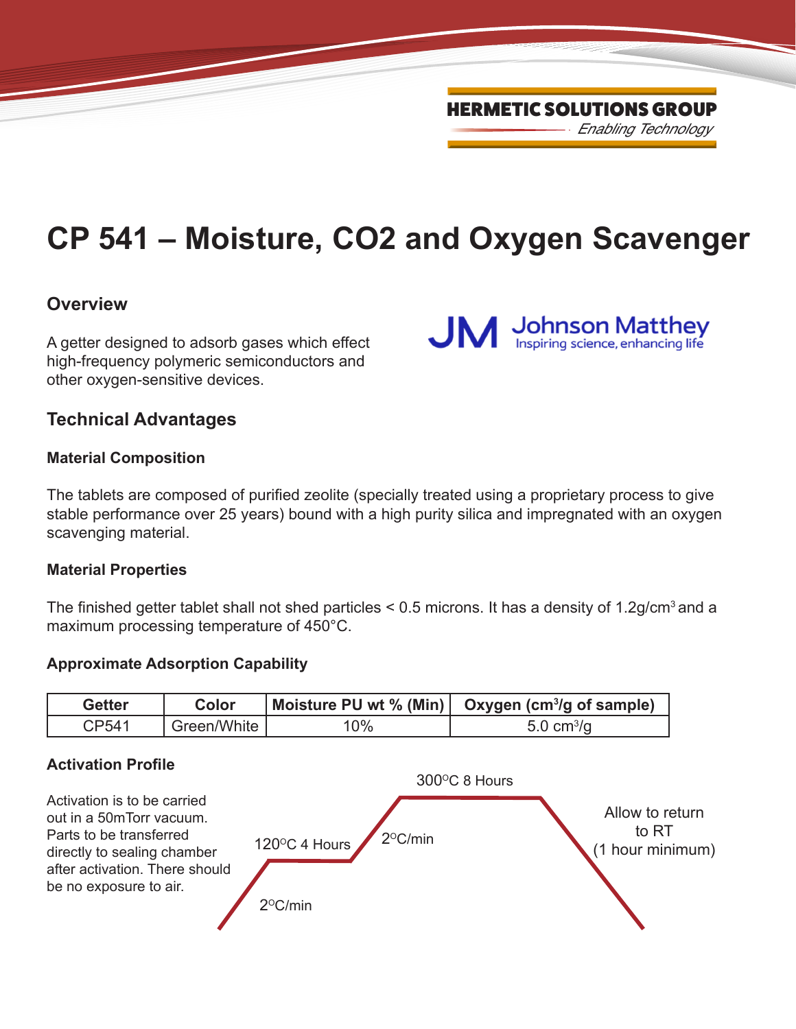HERMETIC SOLUTIONS GROUP

*Enabling Technology*

# CP 541 – Moisture, $CO_2$ and Oxygen Scavenger

## Overview

A getter designed to adsorb gases which effect high-frequency polymeric semiconductors and other oxygen-sensitive devices.

JM Johnson Matthey
Inspiring science, enhancing life

## Technical Advantages

### Material Composition

The tablets are composed of purified zeolite (specially treated using a proprietary process to give stable performance over 25 years) bound with a high purity silica and impregnated with an oxygen scavenging material.

### Material Properties

The finished getter tablet shall not shed particles < 0.5 microns. It has a density of $1.2 g/cm^3$ and a maximum processing temperature of 450°C.

### Approximate Adsorption Capability

| Getter | Color | Moisture PU wt % (Min) | Oxygen ($cm^3/g$ of sample) |
| --- | --- | --- | --- |
| CP541 | Green/White | 10% | $5.0 cm^3/g$ |

### Activation Profile

Activation is to be carried out in a 50mTorr vacuum. Parts to be transferred directly to sealing chamber after activation. There should be no exposure to air.

2°C/min → 120°C 4 Hours → 2°C/min → 300°C 8 Hours → Allow to return to RT (1 hour minimum)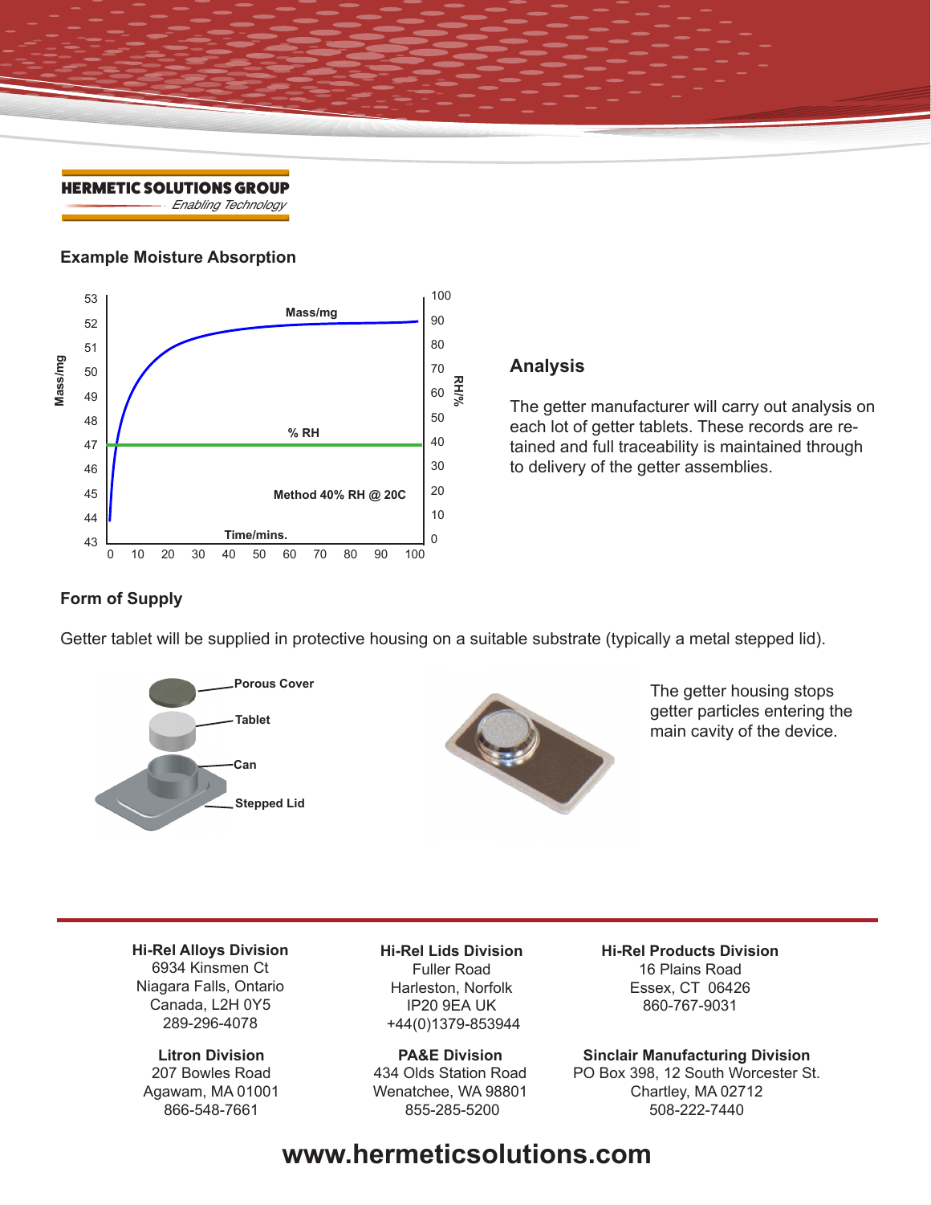**HERMETIC SOLUTIONS GROUP**
*Enabling Technology*

## Example Moisture Absorption

Mass/mg

53
52
51
50
49
48
47
46
45
44
43

100
90
80
70
60
50
40
30
20
10
0

RH/%

Mass/mg

% RH

Method 40% RH @ 20C

Time/mins.

0 10 20 30 40 50 60 70 80 90 100

## Analysis

The getter manufacturer will carry out analysis on each lot of getter tablets. These records are retained and full traceability is maintained through to delivery of the getter assemblies.

## Form of Supply

Getter tablet will be supplied in protective housing on a suitable substrate (typically a metal stepped lid).

Porous Cover

Tablet

Can

Stepped Lid

The getter housing stops getter particles entering the main cavity of the device.

**Hi-Rel Alloys Division**
6934 Kinsmen Ct
Niagara Falls, Ontario
Canada, L2H 0Y5
289-296-4078

**Hi-Rel Lids Division**
Fuller Road
Harleston, Norfolk
IP20 9EA UK
+44(0)1379-853944

**Hi-Rel Products Division**
16 Plains Road
Essex, CT 06426
860-767-9031

**Litron Division**
207 Bowles Road
Agawam, MA 01001
866-548-7661

**PA&E Division**
434 Olds Station Road
Wenatchee, WA 98801
855-285-5200

**Sinclair Manufacturing Division**
PO Box 398, 12 South Worcester St.
Chartley, MA 02712
508-222-7440

**www.hermeticsolutions.com**